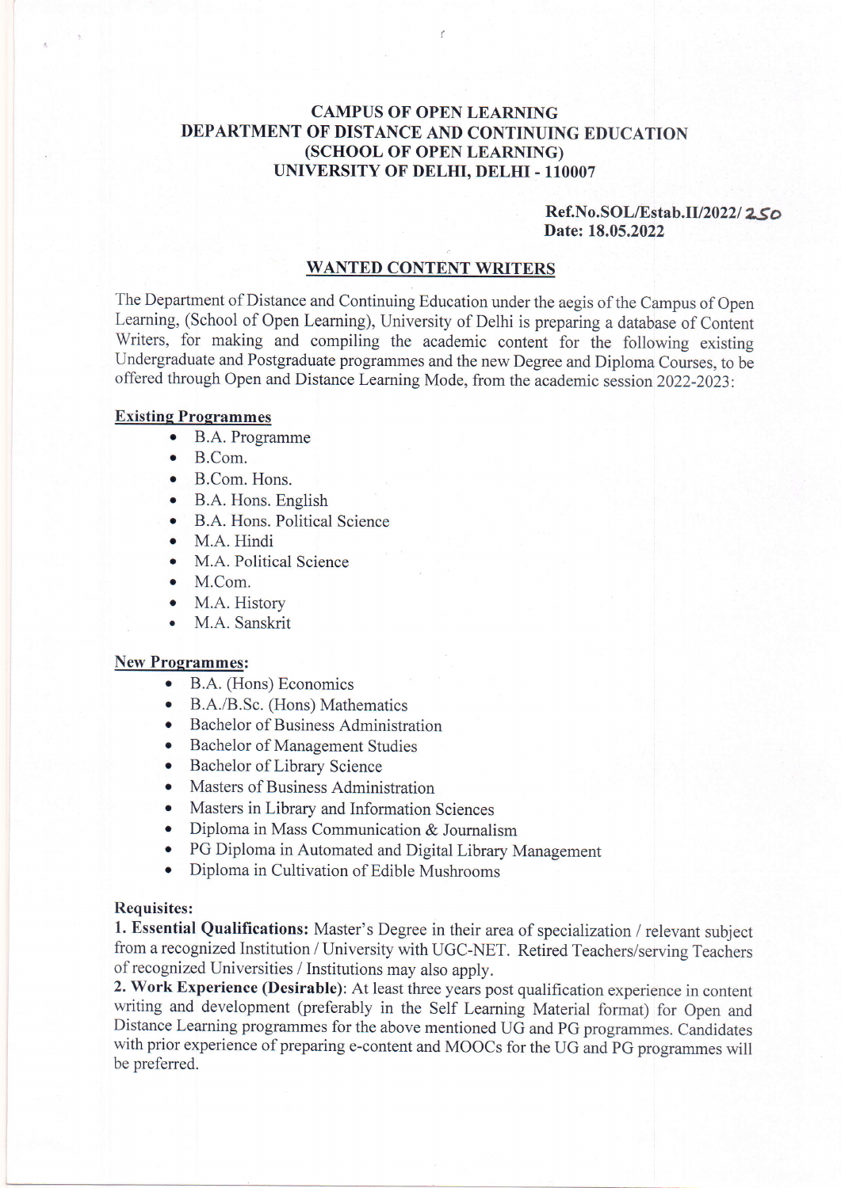**CAMPUS OF OPEN LEARNING**
**DEPARTMENT OF DISTANCE AND CONTINUING EDUCATION**
**(SCHOOL OF OPEN LEARNING)**
**UNIVERSITY OF DELHI, DELHI - 110007**

**Ref.No.SOL/Estab.II/2022/ 250**
**Date: 18.05.2022**

## WANTED CONTENT WRITERS

The Department of Distance and Continuing Education under the aegis of the Campus of Open Learning, (School of Open Learning), University of Delhi is preparing a database of Content Writers, for making and compiling the academic content for the following existing Undergraduate and Postgraduate programmes and the new Degree and Diploma Courses, to be offered through Open and Distance Learning Mode, from the academic session 2022-2023:

**Existing Programmes**

- B.A. Programme
- B.Com.
- B.Com. Hons.
- B.A. Hons. English
- B.A. Hons. Political Science
- M.A. Hindi
- M.A. Political Science
- M.Com.
- M.A. History
- M.A. Sanskrit

**New Programmes:**

- B.A. (Hons) Economics
- B.A./B.Sc. (Hons) Mathematics
- Bachelor of Business Administration
- Bachelor of Management Studies
- Bachelor of Library Science
- Masters of Business Administration
- Masters in Library and Information Sciences
- Diploma in Mass Communication & Journalism
- PG Diploma in Automated and Digital Library Management
- Diploma in Cultivation of Edible Mushrooms

**Requisites:**

**1. Essential Qualifications:** Master's Degree in their area of specialization / relevant subject from a recognized Institution / University with UGC-NET. Retired Teachers/serving Teachers of recognized Universities / Institutions may also apply.

**2. Work Experience (Desirable)**: At least three years post qualification experience in content writing and development (preferably in the Self Learning Material format) for Open and Distance Learning programmes for the above mentioned UG and PG programmes. Candidates with prior experience of preparing e-content and MOOCs for the UG and PG programmes will be preferred.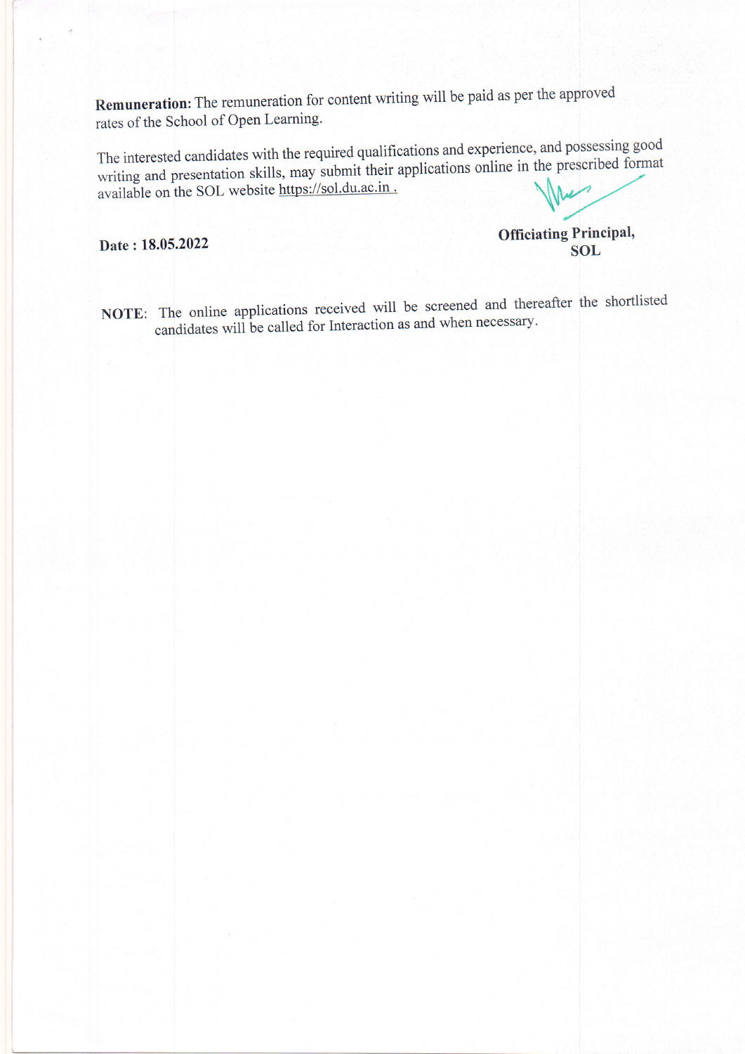**Remuneration:** The remuneration for content writing will be paid as per the approved rates of the School of Open Learning.

The interested candidates with the required qualifications and experience, and possessing good writing and presentation skills, may submit their applications online in the prescribed format available on the SOL website https://sol.du.ac.in .

**Date : 18.05.2022**

**Officiating Principal,**
**SOL**

**NOTE**: The online applications received will be screened and thereafter the shortlisted candidates will be called for Interaction as and when necessary.